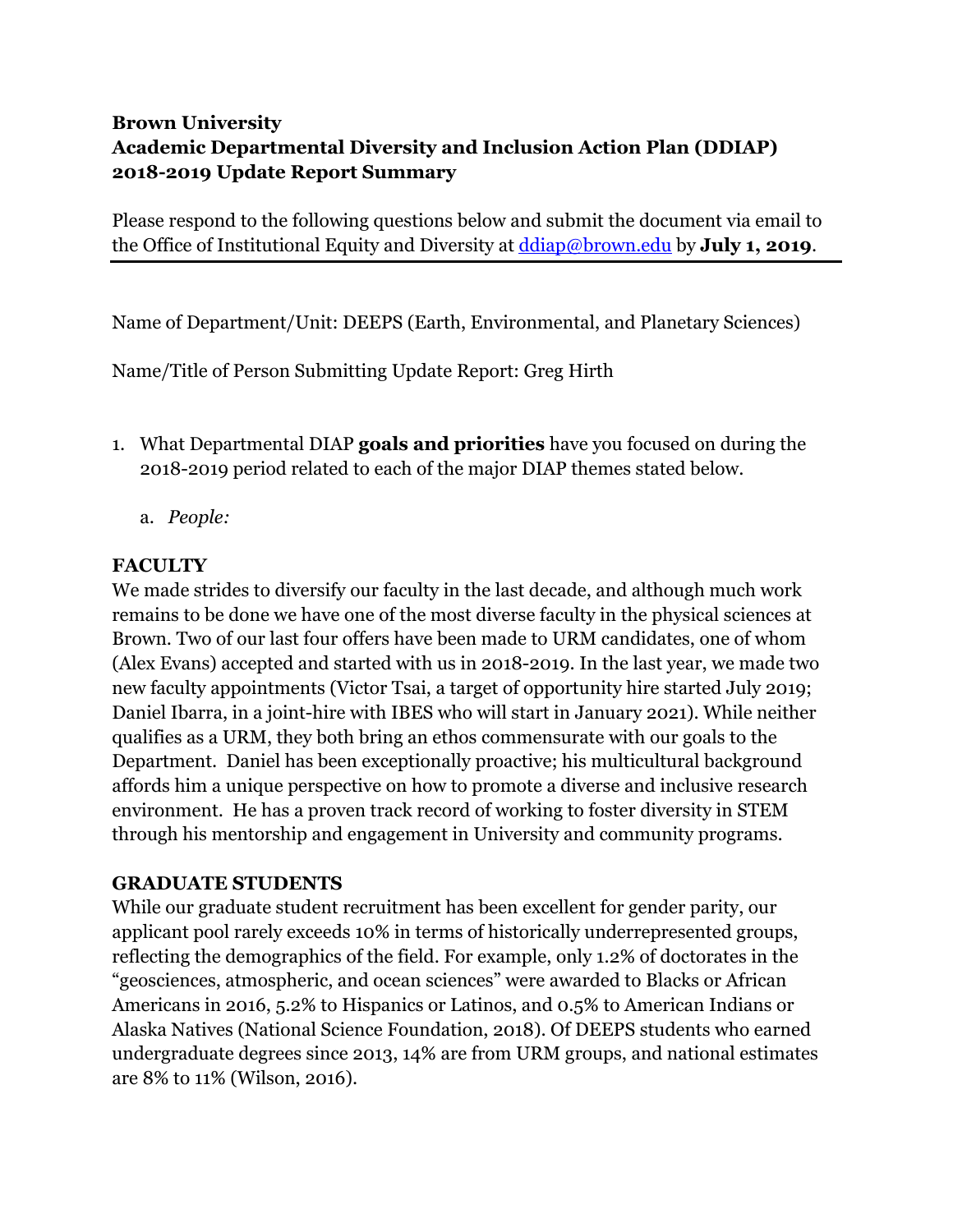**Brown University**
**Academic Departmental Diversity and Inclusion Action Plan (DDIAP)**
**2018-2019 Update Report Summary**

Please respond to the following questions below and submit the document via email to the Office of Institutional Equity and Diversity at [ddiap@brown.edu](mailto:ddiap@brown.edu) by **July 1, 2019**.

---

Name of Department/Unit: DEEPS (Earth, Environmental, and Planetary Sciences)

Name/Title of Person Submitting Update Report: Greg Hirth

1. What Departmental DIAP **goals and priorities** have you focused on during the 2018-2019 period related to each of the major DIAP themes stated below.

    a. *People:*

**FACULTY**

We made strides to diversify our faculty in the last decade, and although much work remains to be done we have one of the most diverse faculty in the physical sciences at Brown. Two of our last four offers have been made to URM candidates, one of whom (Alex Evans) accepted and started with us in 2018-2019. In the last year, we made two new faculty appointments (Victor Tsai, a target of opportunity hire started July 2019; Daniel Ibarra, in a joint-hire with IBES who will start in January 2021). While neither qualifies as a URM, they both bring an ethos commensurate with our goals to the Department. Daniel has been exceptionally proactive; his multicultural background affords him a unique perspective on how to promote a diverse and inclusive research environment. He has a proven track record of working to foster diversity in STEM through his mentorship and engagement in University and community programs.

**GRADUATE STUDENTS**

While our graduate student recruitment has been excellent for gender parity, our applicant pool rarely exceeds 10% in terms of historically underrepresented groups, reflecting the demographics of the field. For example, only 1.2% of doctorates in the "geosciences, atmospheric, and ocean sciences" were awarded to Blacks or African Americans in 2016, 5.2% to Hispanics or Latinos, and 0.5% to American Indians or Alaska Natives (National Science Foundation, 2018). Of DEEPS students who earned undergraduate degrees since 2013, 14% are from URM groups, and national estimates are 8% to 11% (Wilson, 2016).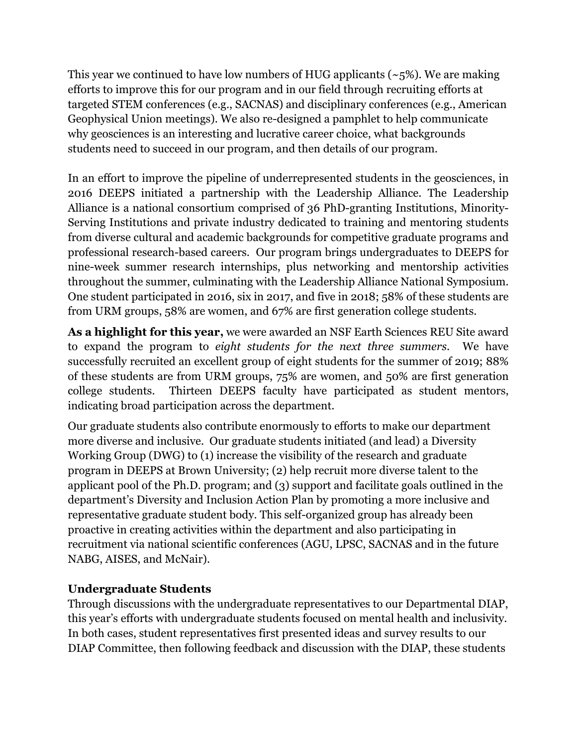This year we continued to have low numbers of HUG applicants (~5%). We are making efforts to improve this for our program and in our field through recruiting efforts at targeted STEM conferences (e.g., SACNAS) and disciplinary conferences (e.g., American Geophysical Union meetings). We also re-designed a pamphlet to help communicate why geosciences is an interesting and lucrative career choice, what backgrounds students need to succeed in our program, and then details of our program.

In an effort to improve the pipeline of underrepresented students in the geosciences, in 2016 DEEPS initiated a partnership with the Leadership Alliance. The Leadership Alliance is a national consortium comprised of 36 PhD-granting Institutions, Minority-Serving Institutions and private industry dedicated to training and mentoring students from diverse cultural and academic backgrounds for competitive graduate programs and professional research-based careers. Our program brings undergraduates to DEEPS for nine-week summer research internships, plus networking and mentorship activities throughout the summer, culminating with the Leadership Alliance National Symposium. One student participated in 2016, six in 2017, and five in 2018; 58% of these students are from URM groups, 58% are women, and 67% are first generation college students.

**As a highlight for this year,** we were awarded an NSF Earth Sciences REU Site award to expand the program to *eight students for the next three summers*. We have successfully recruited an excellent group of eight students for the summer of 2019; 88% of these students are from URM groups, 75% are women, and 50% are first generation college students. Thirteen DEEPS faculty have participated as student mentors, indicating broad participation across the department.

Our graduate students also contribute enormously to efforts to make our department more diverse and inclusive. Our graduate students initiated (and lead) a Diversity Working Group (DWG) to (1) increase the visibility of the research and graduate program in DEEPS at Brown University; (2) help recruit more diverse talent to the applicant pool of the Ph.D. program; and (3) support and facilitate goals outlined in the department's Diversity and Inclusion Action Plan by promoting a more inclusive and representative graduate student body. This self-organized group has already been proactive in creating activities within the department and also participating in recruitment via national scientific conferences (AGU, LPSC, SACNAS and in the future NABG, AISES, and McNair).

**Undergraduate Students**

Through discussions with the undergraduate representatives to our Departmental DIAP, this year's efforts with undergraduate students focused on mental health and inclusivity. In both cases, student representatives first presented ideas and survey results to our DIAP Committee, then following feedback and discussion with the DIAP, these students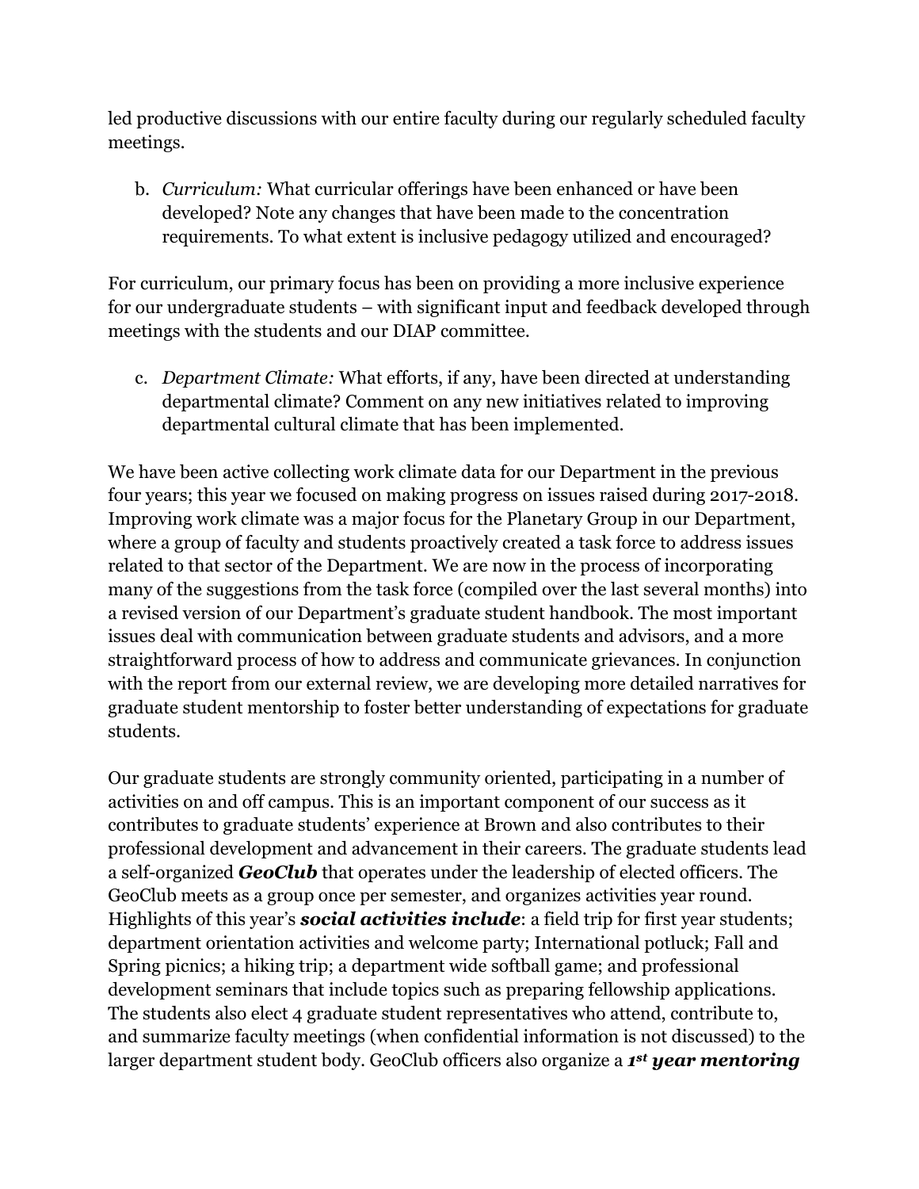led productive discussions with our entire faculty during our regularly scheduled faculty meetings.

b. *Curriculum:* What curricular offerings have been enhanced or have been developed? Note any changes that have been made to the concentration requirements. To what extent is inclusive pedagogy utilized and encouraged?

For curriculum, our primary focus has been on providing a more inclusive experience for our undergraduate students – with significant input and feedback developed through meetings with the students and our DIAP committee.

c. *Department Climate:* What efforts, if any, have been directed at understanding departmental climate? Comment on any new initiatives related to improving departmental cultural climate that has been implemented.

We have been active collecting work climate data for our Department in the previous four years; this year we focused on making progress on issues raised during 2017-2018. Improving work climate was a major focus for the Planetary Group in our Department, where a group of faculty and students proactively created a task force to address issues related to that sector of the Department. We are now in the process of incorporating many of the suggestions from the task force (compiled over the last several months) into a revised version of our Department's graduate student handbook. The most important issues deal with communication between graduate students and advisors, and a more straightforward process of how to address and communicate grievances. In conjunction with the report from our external review, we are developing more detailed narratives for graduate student mentorship to foster better understanding of expectations for graduate students.

Our graduate students are strongly community oriented, participating in a number of activities on and off campus. This is an important component of our success as it contributes to graduate students' experience at Brown and also contributes to their professional development and advancement in their careers. The graduate students lead a self-organized ***GeoClub*** that operates under the leadership of elected officers. The GeoClub meets as a group once per semester, and organizes activities year round. Highlights of this year's ***social activities include***: a field trip for first year students; department orientation activities and welcome party; International potluck; Fall and Spring picnics; a hiking trip; a department wide softball game; and professional development seminars that include topics such as preparing fellowship applications. The students also elect 4 graduate student representatives who attend, contribute to, and summarize faculty meetings (when confidential information is not discussed) to the larger department student body. GeoClub officers also organize a ***1st year mentoring***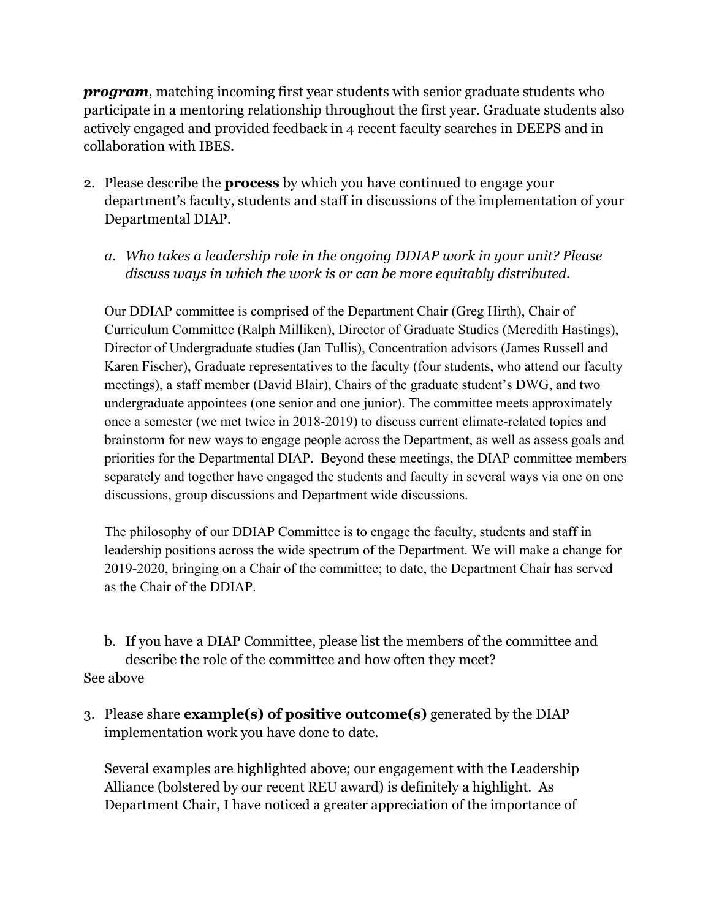***program***, matching incoming first year students with senior graduate students who participate in a mentoring relationship throughout the first year. Graduate students also actively engaged and provided feedback in 4 recent faculty searches in DEEPS and in collaboration with IBES.

2. Please describe the **process** by which you have continued to engage your department's faculty, students and staff in discussions of the implementation of your Departmental DIAP.

   a. *Who takes a leadership role in the ongoing DDIAP work in your unit? Please discuss ways in which the work is or can be more equitably distributed.*

   Our DDIAP committee is comprised of the Department Chair (Greg Hirth), Chair of Curriculum Committee (Ralph Milliken), Director of Graduate Studies (Meredith Hastings), Director of Undergraduate studies (Jan Tullis), Concentration advisors (James Russell and Karen Fischer), Graduate representatives to the faculty (four students, who attend our faculty meetings), a staff member (David Blair), Chairs of the graduate student's DWG, and two undergraduate appointees (one senior and one junior). The committee meets approximately once a semester (we met twice in 2018-2019) to discuss current climate-related topics and brainstorm for new ways to engage people across the Department, as well as assess goals and priorities for the Departmental DIAP. Beyond these meetings, the DIAP committee members separately and together have engaged the students and faculty in several ways via one on one discussions, group discussions and Department wide discussions.

   The philosophy of our DDIAP Committee is to engage the faculty, students and staff in leadership positions across the wide spectrum of the Department. We will make a change for 2019-2020, bringing on a Chair of the committee; to date, the Department Chair has served as the Chair of the DDIAP.

   b. If you have a DIAP Committee, please list the members of the committee and describe the role of the committee and how often they meet?

See above

3. Please share **example(s) of positive outcome(s)** generated by the DIAP implementation work you have done to date.

   Several examples are highlighted above; our engagement with the Leadership Alliance (bolstered by our recent REU award) is definitely a highlight. As Department Chair, I have noticed a greater appreciation of the importance of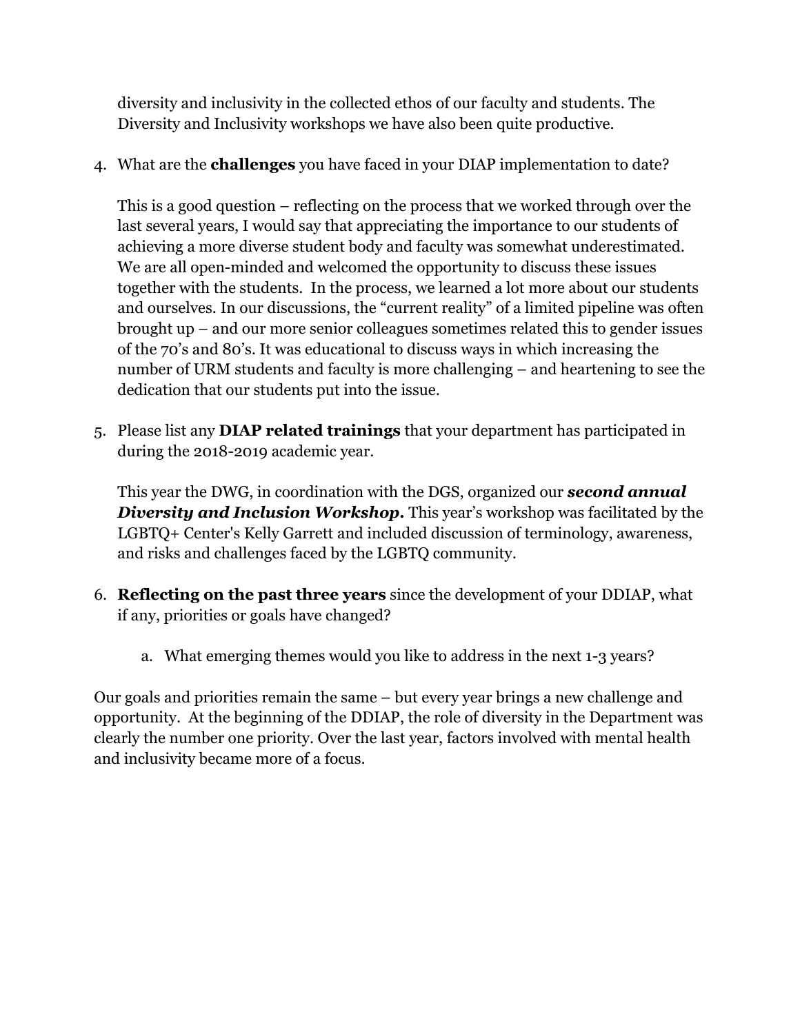diversity and inclusivity in the collected ethos of our faculty and students. The Diversity and Inclusivity workshops we have also been quite productive.

4. What are the **challenges** you have faced in your DIAP implementation to date?

   This is a good question – reflecting on the process that we worked through over the last several years, I would say that appreciating the importance to our students of achieving a more diverse student body and faculty was somewhat underestimated. We are all open-minded and welcomed the opportunity to discuss these issues together with the students. In the process, we learned a lot more about our students and ourselves. In our discussions, the "current reality" of a limited pipeline was often brought up – and our more senior colleagues sometimes related this to gender issues of the 70's and 80's. It was educational to discuss ways in which increasing the number of URM students and faculty is more challenging – and heartening to see the dedication that our students put into the issue.

5. Please list any **DIAP related trainings** that your department has participated in during the 2018-2019 academic year.

   This year the DWG, in coordination with the DGS, organized our ***second annual Diversity and Inclusion Workshop.*** This year's workshop was facilitated by the LGBTQ+ Center's Kelly Garrett and included discussion of terminology, awareness, and risks and challenges faced by the LGBTQ community.

6. **Reflecting on the past three years** since the development of your DDIAP, what if any, priorities or goals have changed?

   a. What emerging themes would you like to address in the next 1-3 years?

Our goals and priorities remain the same – but every year brings a new challenge and opportunity. At the beginning of the DDIAP, the role of diversity in the Department was clearly the number one priority. Over the last year, factors involved with mental health and inclusivity became more of a focus.